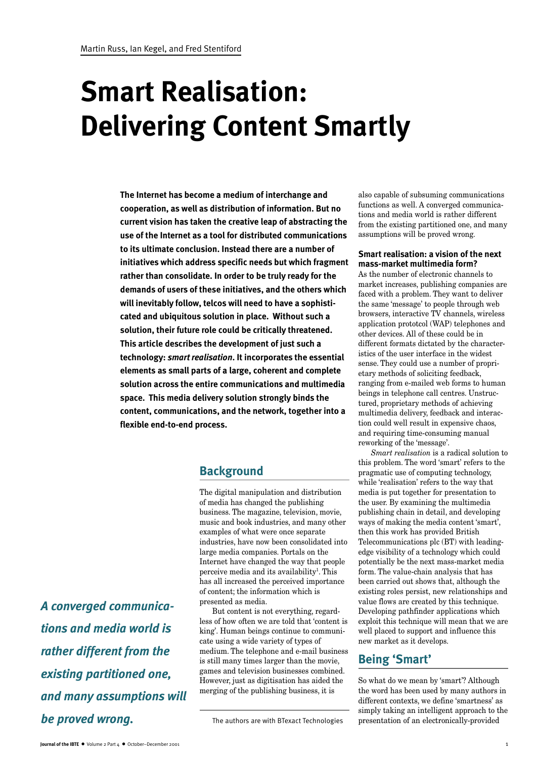Martin Russ, Ian Kegel, and Fred Stentiford

# Smart Realisation: Delivering Content Smartly

**The Internet has become a medium of interchange and cooperation, as well as distribution of information. But no current vision has taken the creative leap of abstracting the use of the Internet as a tool for distributed communications to its ultimate conclusion. Instead there are a number of initiatives which address specific needs but which fragment rather than consolidate. In order to be truly ready for the demands of users of these initiatives, and the others which will inevitably follow, telcos will need to have a sophisticated and ubiquitous solution in place. Without such a solution, their future role could be critically threatened. This article describes the development of just such a technology: *smart realisation*. It incorporates the essential elements as small parts of a large, coherent and complete solution across the entire communications and multimedia space. This media delivery solution strongly binds the content, communications, and the network, together into a flexible end-to-end process.**

## Background

The digital manipulation and distribution of media has changed the publishing business. The magazine, television, movie, music and book industries, and many other examples of what were once separate industries, have now been consolidated into large media companies. Portals on the Internet have changed the way that people perceive media and its availability[1]. This has all increased the perceived importance of content; the information which is presented as media.

But content is not everything, regardless of how often we are told that 'content is king'. Human beings continue to communicate using a wide variety of types of medium. The telephone and e-mail business is still many times larger than the movie, games and television businesses combined. However, just as digitisation has aided the merging of the publishing business, it is also capable of subsuming communications functions as well. A converged communications and media world is rather different from the existing partitioned one, and many assumptions will be proved wrong.

*A converged communications and media world is rather different from the existing partitioned one, and many assumptions will be proved wrong.*

The authors are with BTexact Technologies

### Smart realisation: a vision of the next mass-market multimedia form?

As the number of electronic channels to market increases, publishing companies are faced with a problem. They want to deliver the same 'message' to people through web browsers, interactive TV channels, wireless application prototcol (WAP) telephones and other devices. All of these could be in different formats dictated by the characteristics of the user interface in the widest sense. They could use a number of proprietary methods of soliciting feedback, ranging from e-mailed web forms to human beings in telephone call centres. Unstructured, proprietary methods of achieving multimedia delivery, feedback and interaction could well result in expensive chaos, and requiring time-consuming manual reworking of the 'message'.

*Smart realisation* is a radical solution to this problem. The word 'smart' refers to the pragmatic use of computing technology, while 'realisation' refers to the way that media is put together for presentation to the user. By examining the multimedia publishing chain in detail, and developing ways of making the media content 'smart', then this work has provided British Telecommunications plc (BT) with leading-edge visibility of a technology which could potentially be the next mass-market media form. The value-chain analysis that has been carried out shows that, although the existing roles persist, new relationships and value flows are created by this technique. Developing pathfinder applications which exploit this technique will mean that we are well placed to support and influence this new market as it develops.

## Being 'Smart'

So what do we mean by 'smart'? Although the word has been used by many authors in different contexts, we define 'smartness' as simply taking an intelligent approach to the presentation of an electronically-provided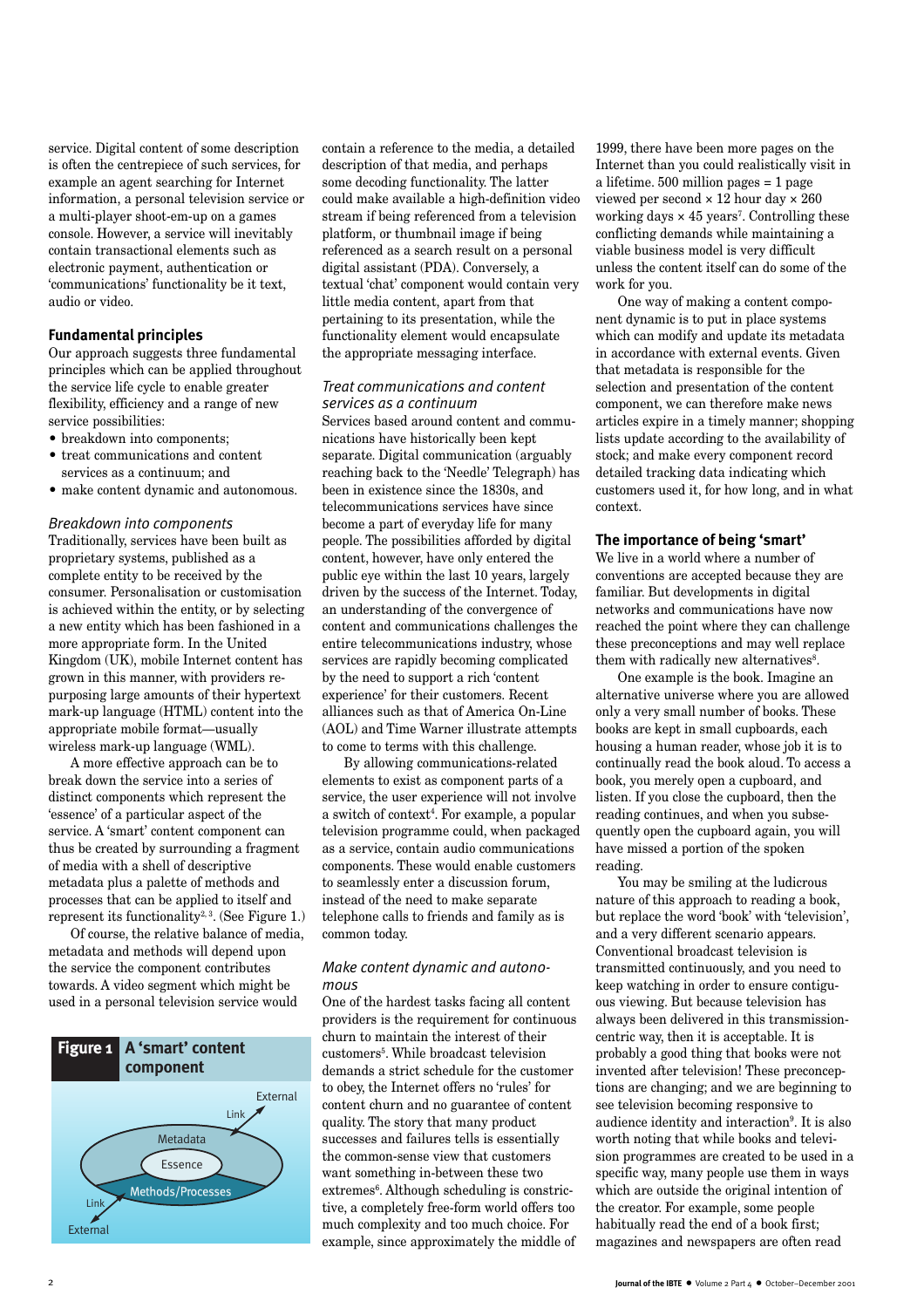service. Digital content of some description is often the centrepiece of such services, for example an agent searching for Internet information, a personal television service or a multi-player shoot-em-up on a games console. However, a service will inevitably contain transactional elements such as electronic payment, authentication or 'communications' functionality be it text, audio or video.

## Fundamental principles

Our approach suggests three fundamental principles which can be applied throughout the service life cycle to enable greater flexibility, efficiency and a range of new service possibilities:

- breakdown into components;
- treat communications and content services as a continuum; and
- make content dynamic and autonomous.

### *Breakdown into components*

Traditionally, services have been built as proprietary systems, published as a complete entity to be received by the consumer. Personalisation or customisation is achieved within the entity, or by selecting a new entity which has been fashioned in a more appropriate form. In the United Kingdom (UK), mobile Internet content has grown in this manner, with providers re-purposing large amounts of their hypertext mark-up language (HTML) content into the appropriate mobile format—usually wireless mark-up language (WML).

A more effective approach can be to break down the service into a series of distinct components which represent the 'essence' of a particular aspect of the service. A 'smart' content component can thus be created by surrounding a fragment of media with a shell of descriptive metadata plus a palette of methods and processes that can be applied to itself and represent its functionality[2, 3]. (See Figure 1.)

Of course, the relative balance of media, metadata and methods will depend upon the service the component contributes towards. A video segment which might be used in a personal television service would contain a reference to the media, a detailed description of that media, and perhaps some decoding functionality. The latter could make available a high-definition video stream if being referenced from a television platform, or thumbnail image if being referenced as a search result on a personal digital assistant (PDA). Conversely, a textual 'chat' component would contain very little media content, apart from that pertaining to its presentation, while the functionality element would encapsulate the appropriate messaging interface.

**Figure 1** A 'smart' content component

External — Link — Metadata — Essence — Methods/Processes — Link — External

### *Treat communications and content services as a continuum*

Services based around content and communications have historically been kept separate. Digital communication (arguably reaching back to the 'Needle' Telegraph) has been in existence since the 1830s, and telecommunications services have since become a part of everyday life for many people. The possibilities afforded by digital content, however, have only entered the public eye within the last 10 years, largely driven by the success of the Internet. Today, an understanding of the convergence of content and communications challenges the entire telecommunications industry, whose services are rapidly becoming complicated by the need to support a rich 'content experience' for their customers. Recent alliances such as that of America On-Line (AOL) and Time Warner illustrate attempts to come to terms with this challenge.

By allowing communications-related elements to exist as component parts of a service, the user experience will not involve a switch of context[4]. For example, a popular television programme could, when packaged as a service, contain audio communications components. These would enable customers to seamlessly enter a discussion forum, instead of the need to make separate telephone calls to friends and family as is common today.

### *Make content dynamic and autonomous*

One of the hardest tasks facing all content providers is the requirement for continuous churn to maintain the interest of their customers[5]. While broadcast television demands a strict schedule for the customer to obey, the Internet offers no 'rules' for content churn and no guarantee of content quality. The story that many product successes and failures tells is essentially the common-sense view that customers want something in-between these two extremes[6]. Although scheduling is constrictive, a completely free-form world offers too much complexity and too much choice. For example, since approximately the middle of 1999, there have been more pages on the Internet than you could realistically visit in a lifetime. 500 million pages = 1 page viewed per second × 12 hour day × 260 working days × 45 years[7]. Controlling these conflicting demands while maintaining a viable business model is very difficult unless the content itself can do some of the work for you.

One way of making a content component dynamic is to put in place systems which can modify and update its metadata in accordance with external events. Given that metadata is responsible for the selection and presentation of the content component, we can therefore make news articles expire in a timely manner; shopping lists update according to the availability of stock; and make every component record detailed tracking data indicating which customers used it, for how long, and in what context.

## The importance of being 'smart'

We live in a world where a number of conventions are accepted because they are familiar. But developments in digital networks and communications have now reached the point where they can challenge these preconceptions and may well replace them with radically new alternatives[8].

One example is the book. Imagine an alternative universe where you are allowed only a very small number of books. These books are kept in small cupboards, each housing a human reader, whose job it is to continually read the book aloud. To access a book, you merely open a cupboard, and listen. If you close the cupboard, then the reading continues, and when you subsequently open the cupboard again, you will have missed a portion of the spoken reading.

You may be smiling at the ludicrous nature of this approach to reading a book, but replace the word 'book' with 'television', and a very different scenario appears. Conventional broadcast television is transmitted continuously, and you need to keep watching in order to ensure contiguous viewing. But because television has always been delivered in this transmission-centric way, then it is acceptable. It is probably a good thing that books were not invented after television! These preconceptions are changing; and we are beginning to see television becoming responsive to audience identity and interaction[9]. It is also worth noting that while books and television programmes are created to be used in a specific way, many people use them in ways which are outside the original intention of the creator. For example, some people habitually read the end of a book first; magazines and newspapers are often read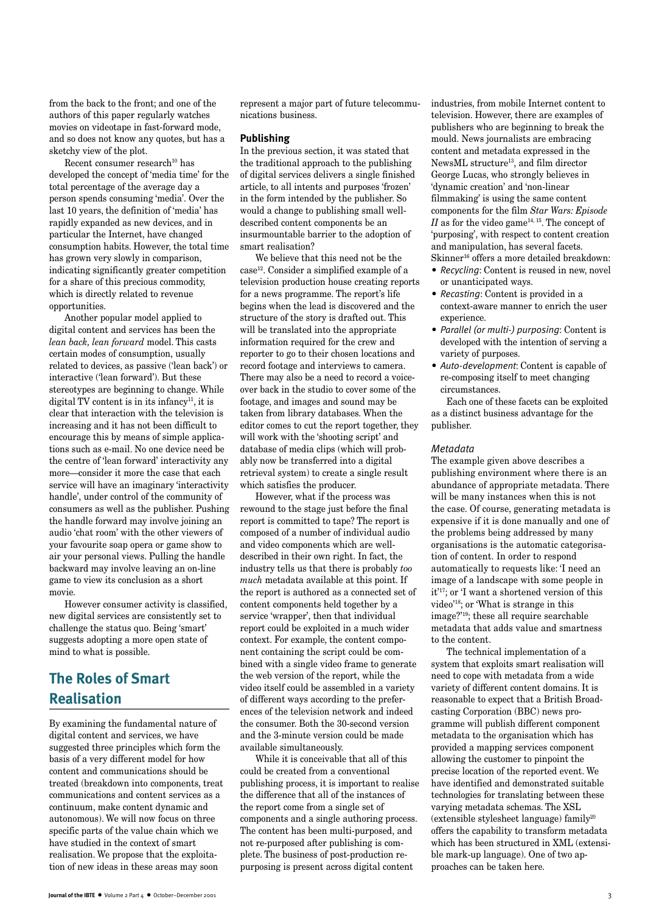from the back to the front; and one of the authors of this paper regularly watches movies on videotape in fast-forward mode, and so does not know any quotes, but has a sketchy view of the plot.

Recent consumer research[10] has developed the concept of 'media time' for the total percentage of the average day a person spends consuming 'media'. Over the last 10 years, the definition of 'media' has rapidly expanded as new devices, and in particular the Internet, have changed consumption habits. However, the total time has grown very slowly in comparison, indicating significantly greater competition for a share of this precious commodity, which is directly related to revenue opportunities.

Another popular model applied to digital content and services has been the *lean back, lean forward* model. This casts certain modes of consumption, usually related to devices, as passive ('lean back') or interactive ('lean forward'). But these stereotypes are beginning to change. While digital TV content is in its infancy[11], it is clear that interaction with the television is increasing and it has not been difficult to encourage this by means of simple applications such as e-mail. No one device need be the centre of 'lean forward' interactivity any more—consider it more the case that each service will have an imaginary 'interactivity handle', under control of the community of consumers as well as the publisher. Pushing the handle forward may involve joining an audio 'chat room' with the other viewers of your favourite soap opera or game show to air your personal views. Pulling the handle backward may involve leaving an on-line game to view its conclusion as a short movie.

However consumer activity is classified, new digital services are consistently set to challenge the status quo. Being 'smart' suggests adopting a more open state of mind to what is possible.

## The Roles of Smart Realisation

By examining the fundamental nature of digital content and services, we have suggested three principles which form the basis of a very different model for how content and communications should be treated (breakdown into components, treat communications and content services as a continuum, make content dynamic and autonomous). We will now focus on three specific parts of the value chain which we have studied in the context of smart realisation. We propose that the exploitation of new ideas in these areas may soon represent a major part of future telecommunications business.

### Publishing

In the previous section, it was stated that the traditional approach to the publishing of digital services delivers a single finished article, to all intents and purposes 'frozen' in the form intended by the publisher. So would a change to publishing small well-described content components be an insurmountable barrier to the adoption of smart realisation?

We believe that this need not be the case[12]. Consider a simplified example of a television production house creating reports for a news programme. The report's life begins when the lead is discovered and the structure of the story is drafted out. This will be translated into the appropriate information required for the crew and reporter to go to their chosen locations and record footage and interviews to camera. There may also be a need to record a voice-over back in the studio to cover some of the footage, and images and sound may be taken from library databases. When the editor comes to cut the report together, they will work with the 'shooting script' and database of media clips (which will probably now be transferred into a digital retrieval system) to create a single result which satisfies the producer.

However, what if the process was rewound to the stage just before the final report is committed to tape? The report is composed of a number of individual audio and video components which are well-described in their own right. In fact, the industry tells us that there is probably *too much* metadata available at this point. If the report is authored as a connected set of content components held together by a service 'wrapper', then that individual report could be exploited in a much wider context. For example, the content component containing the script could be combined with a single video frame to generate the web version of the report, while the video itself could be assembled in a variety of different ways according to the preferences of the television network and indeed the consumer. Both the 30-second version and the 3-minute version could be made available simultaneously.

While it is conceivable that all of this could be created from a conventional publishing process, it is important to realise the difference that all of the instances of the report come from a single set of components and a single authoring process. The content has been multi-purposed, and not re-purposed after publishing is complete. The business of post-production re-purposing is present across digital content industries, from mobile Internet content to television. However, there are examples of publishers who are beginning to break the mould. News journalists are embracing content and metadata expressed in the NewsML structure[13], and film director George Lucas, who strongly believes in 'dynamic creation' and 'non-linear filmmaking' is using the same content components for the film *Star Wars: Episode II* as for the video game[14, 15]. The concept of 'purposing', with respect to content creation and manipulation, has several facets. Skinner[16] offers a more detailed breakdown:

- *Recycling*: Content is reused in new, novel or unanticipated ways.
- *Recasting*: Content is provided in a context-aware manner to enrich the user experience.
- *Parallel (or multi-) purposing*: Content is developed with the intention of serving a variety of purposes.
- *Auto-development*: Content is capable of re-composing itself to meet changing circumstances.

Each one of these facets can be exploited as a distinct business advantage for the publisher.

#### *Metadata*

The example given above describes a publishing environment where there is an abundance of appropriate metadata. There will be many instances when this is not the case. Of course, generating metadata is expensive if it is done manually and one of the problems being addressed by many organisations is the automatic categorisation of content. In order to respond automatically to requests like: 'I need an image of a landscape with some people in it'[17]; or 'I want a shortened version of this video'[18]; or 'What is strange in this image?'[19]; these all require searchable metadata that adds value and smartness to the content.

The technical implementation of a system that exploits smart realisation will need to cope with metadata from a wide variety of different content domains. It is reasonable to expect that a British Broadcasting Corporation (BBC) news programme will publish different component metadata to the organisation which has provided a mapping services component allowing the customer to pinpoint the precise location of the reported event. We have identified and demonstrated suitable technologies for translating between these varying metadata schemas. The XSL (extensible stylesheet language) family[20] offers the capability to transform metadata which has been structured in XML (extensible mark-up language). One of two approaches can be taken here.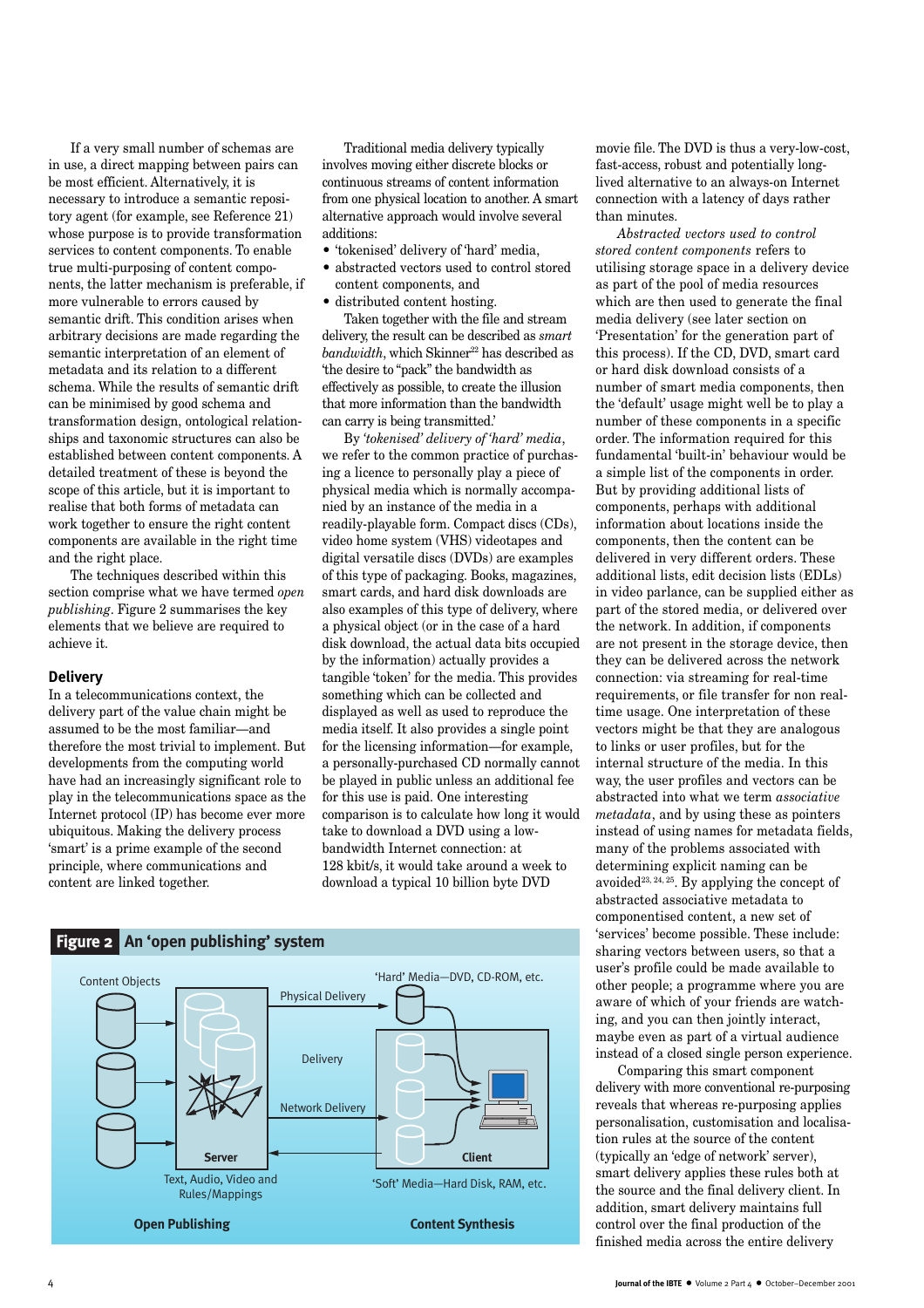If a very small number of schemas are in use, a direct mapping between pairs can be most efficient. Alternatively, it is necessary to introduce a semantic repository agent (for example, see Reference 21) whose purpose is to provide transformation services to content components. To enable true multi-purposing of content components, the latter mechanism is preferable, if more vulnerable to errors caused by semantic drift. This condition arises when arbitrary decisions are made regarding the semantic interpretation of an element of metadata and its relation to a different schema. While the results of semantic drift can be minimised by good schema and transformation design, ontological relationships and taxonomic structures can also be established between content components. A detailed treatment of these is beyond the scope of this article, but it is important to realise that both forms of metadata can work together to ensure the right content components are available in the right time and the right place.

The techniques described within this section comprise what we have termed *open publishing*. Figure 2 summarises the key elements that we believe are required to achieve it.

### Delivery

In a telecommunications context, the delivery part of the value chain might be assumed to be the most familiar—and therefore the most trivial to implement. But developments from the computing world have had an increasingly significant role to play in the telecommunications space as the Internet protocol (IP) has become ever more ubiquitous. Making the delivery process 'smart' is a prime example of the second principle, where communications and content are linked together.

Traditional media delivery typically involves moving either discrete blocks or continuous streams of content information from one physical location to another. A smart alternative approach would involve several additions:

- 'tokenised' delivery of 'hard' media,
- abstracted vectors used to control stored content components, and
- distributed content hosting.

Taken together with the file and stream delivery, the result can be described as *smart bandwidth*, which Skinner[22] has described as 'the desire to "pack" the bandwidth as effectively as possible, to create the illusion that more information than the bandwidth can carry is being transmitted.'

By *'tokenised' delivery of 'hard' media*, we refer to the common practice of purchasing a licence to personally play a piece of physical media which is normally accompanied by an instance of the media in a readily-playable form. Compact discs (CDs), video home system (VHS) videotapes and digital versatile discs (DVDs) are examples of this type of packaging. Books, magazines, smart cards, and hard disk downloads are also examples of this type of delivery, where a physical object (or in the case of a hard disk download, the actual data bits occupied by the information) actually provides a tangible 'token' for the media. This provides something which can be collected and displayed as well as used to reproduce the media itself. It also provides a single point for the licensing information—for example, a personally-purchased CD normally cannot be played in public unless an additional fee for this use is paid. One interesting comparison is to calculate how long it would take to download a DVD using a low-bandwidth Internet connection: at 128 kbit/s, it would take around a week to download a typical 10 billion byte DVD movie file. The DVD is thus a very-low-cost, fast-access, robust and potentially long-lived alternative to an always-on Internet connection with a latency of days rather than minutes.

*Abstracted vectors used to control stored content components* refers to utilising storage space in a delivery device as part of the pool of media resources which are then used to generate the final media delivery (see later section on 'Presentation' for the generation part of this process). If the CD, DVD, smart card or hard disk download consists of a number of smart media components, then the 'default' usage might well be to play a number of these components in a specific order. The information required for this fundamental 'built-in' behaviour would be a simple list of the components in order. But by providing additional lists of components, perhaps with additional information about locations inside the components, then the content can be delivered in very different orders. These additional lists, edit decision lists (EDLs) in video parlance, can be supplied either as part of the stored media, or delivered over the network. In addition, if components are not present in the storage device, then they can be delivered across the network connection: via streaming for real-time requirements, or file transfer for non real-time usage. One interpretation of these vectors might be that they are analogous to links or user profiles, but for the internal structure of the media. In this way, the user profiles and vectors can be abstracted into what we term *associative metadata*, and by using these as pointers instead of using names for metadata fields, many of the problems associated with determining explicit naming can be avoided[23, 24, 25]. By applying the concept of abstracted associative metadata to componentised content, a new set of 'services' become possible. These include: sharing vectors between users, so that a user's profile could be made available to other people; a programme where you are aware of which of your friends are watching, and you can then jointly interact, maybe even as part of a virtual audience instead of a closed single person experience.

Comparing this smart component delivery with more conventional re-purposing reveals that whereas re-purposing applies personalisation, customisation and localisation rules at the source of the content (typically an 'edge of network' server), smart delivery applies these rules both at the source and the final delivery client. In addition, smart delivery maintains full control over the final production of the finished media across the entire delivery

**Figure 2** An 'open publishing' system

Content Objects | Server | Text, Audio, Video and Rules/Mappings | Physical Delivery | Delivery | Network Delivery | 'Hard' Media—DVD, CD-ROM, etc. | Client | 'Soft' Media—Hard Disk, RAM, etc. | Open Publishing | Content Synthesis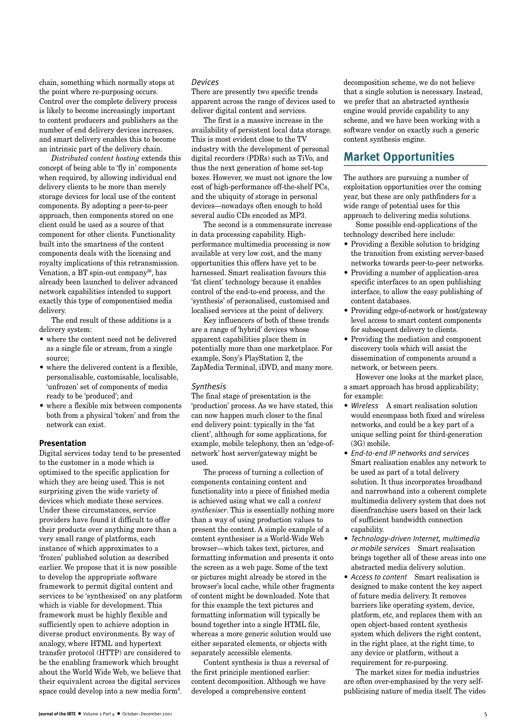chain, something which normally stops at the point where re-purposing occurs. Control over the complete delivery process is likely to become increasingly important to content producers and publishers as the number of end delivery devices increases, and smart delivery enables this to become an intrinsic part of the delivery chain.

*Distributed content hosting* extends this concept of being able to 'fly in' components when required, by allowing individual end delivery clients to be more than merely storage devices for local use of the content components. By adopting a peer-to-peer approach, then components stored on one client could be used as a source of that component for other clients. Functionality built into the smartness of the content components deals with the licensing and royalty implications of this retransmission. Venation, a BT spin-out company[26], has already been launched to deliver advanced network capabilities intended to support exactly this type of componentised media delivery.

The end result of these additions is a delivery system:

- where the content need not be delivered as a single file or stream, from a single source;
- where the delivered content is a flexible, personalisable, customisable, localisable, 'unfrozen' set of components of media ready to be 'produced'; and
- where a flexible mix between components both from a physical 'token' and from the network can exist.

### Presentation

Digital services today tend to be presented to the customer in a mode which is optimised to the specific application for which they are being used. This is not surprising given the wide variety of devices which mediate these services. Under these circumstances, service providers have found it difficult to offer their products over anything more than a very small range of platforms, each instance of which approximates to a 'frozen' published solution as described earlier. We propose that it is now possible to develop the appropriate software framework to permit digital content and services to be 'synthesised' on any platform which is viable for development. This framework must be highly flexible and sufficiently open to achieve adoption in diverse product environments. By way of analogy, where HTML and hypertext transfer protocol (HTTP) are considered to be the enabling framework which brought about the World Wide Web, we believe that their equivalent across the digital services space could develop into a new media form[8].

#### *Devices*

There are presently two specific trends apparent across the range of devices used to deliver digital content and services.

The first is a massive increase in the availability of persistent local data storage. This is most evident close to the TV industry with the development of personal digital recorders (PDRs) such as TiVo, and thus the next generation of home set-top boxes. However, we must not ignore the low cost of high-performance off-the-shelf PCs, and the ubiquity of storage in personal devices—nowadays often enough to hold several audio CDs encoded as MP3.

The second is a commensurate increase in data processing capability. High-performance multimedia processing is now available at very low cost, and the many opportunities this offers have yet to be harnessed. Smart realisation favours this 'fat client' technology because it enables control of the end-to-end process, and the 'synthesis' of personalised, customised and localised services at the point of delivery.

Key influencers of both of these trends are a range of 'hybrid' devices whose apparent capabilities place them in potentially more than one marketplace. For example, Sony's PlayStation 2, the ZapMedia Terminal, iDVD, and many more.

#### *Synthesis*

The final stage of presentation is the 'production' process. As we have stated, this can now happen much closer to the final end delivery point: typically in the 'fat client', although for some applications, for example, mobile telephony, then an 'edge-of-network' host server/gateway might be used.

The process of turning a collection of components containing content and functionality into a piece of finished media is achieved using what we call a *content synthesiser*. This is essentially nothing more than a way of using production values to present the content. A simple example of a content synthesiser is a World-Wide Web browser—which takes text, pictures, and formatting information and presents it onto the screen as a web page. Some of the text or pictures might already be stored in the browser's local cache, while other fragments of content might be downloaded. Note that for this example the text pictures and formatting information will typically be bound together into a single HTML file, whereas a more generic solution would use either separated elements, or objects with separately accessible elements.

Content synthesis is thus a reversal of the first principle mentioned earlier: content decomposition. Although we have developed a comprehensive content decomposition scheme, we do not believe that a single solution is necessary. Instead, we prefer that an abstracted synthesis engine would provide capability to any scheme, and we have been working with a software vendor on exactly such a generic content synthesis engine.

## Market Opportunities

The authors are pursuing a number of exploitation opportunities over the coming year, but these are only pathfinders for a wide range of potential uses for this approach to delivering media solutions.

Some possible end-applications of the technology described here include:

- Providing a flexible solution to bridging the transition from existing server-based networks towards peer-to-peer networks.
- Providing a number of application-area specific interfaces to an open publishing interface, to allow the easy publishing of content databases.
- Providing edge-of-network or host/gateway level access to smart content components for subsequent delivery to clients.
- Providing the mediation and component discovery tools which will assist the dissemination of components around a network, or between peers.

However one looks at the market place, a smart approach has broad applicability; for example:

- *Wireless* A smart realisation solution would encompass both fixed and wireless networks, and could be a key part of a unique selling point for third-generation (3G) mobile.
- *End-to-end IP networks and services* Smart realisation enables any network to be used as part of a total delivery solution. It thus incorporates broadband and narrowband into a coherent complete multimedia delivery system that does not disenfranchise users based on their lack of sufficient bandwidth connection capability.
- *Technology-driven Internet, multimedia or mobile services* Smart realisation brings together all of these areas into one abstracted media delivery solution.
- *Access to content* Smart realisation is designed to make content the key aspect of future media delivery. It removes barriers like operating system, device, platform, etc, and replaces them with an open object-based content synthesis system which delivers the right content, in the right place, at the right time, to any device or platform, without a requirement for re-purposing.

The market sizes for media industries are often over-emphasised by the very self-publicising nature of media itself. The video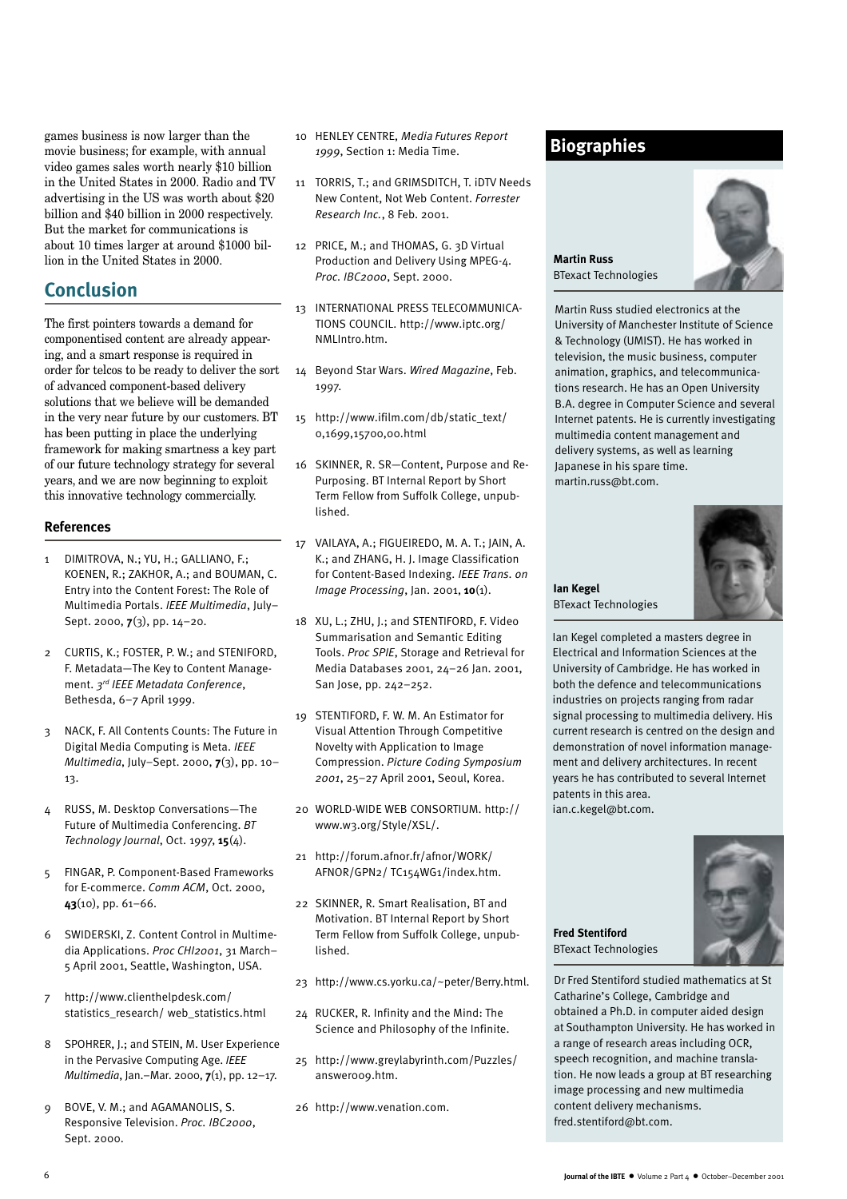games business is now larger than the movie business; for example, with annual video games sales worth nearly $10 billion in the United States in 2000. Radio and TV advertising in the US was worth about $20 billion and $40 billion in 2000 respectively. But the market for communications is about 10 times larger at around $1000 billion in the United States in 2000.

## Conclusion

The first pointers towards a demand for componentised content are already appearing, and a smart response is required in order for telcos to be ready to deliver the sort of advanced component-based delivery solutions that we believe will be demanded in the very near future by our customers. BT has been putting in place the underlying framework for making smartness a key part of our future technology strategy for several years, and we are now beginning to exploit this innovative technology commercially.

### References

1. DIMITROVA, N.; YU, H.; GALLIANO, F.; KOENEN, R.; ZAKHOR, A.; and BOUMAN, C. Entry into the Content Forest: The Role of Multimedia Portals. *IEEE Multimedia*, July–Sept. 2000, **7**(3), pp. 14–20.
2. CURTIS, K.; FOSTER, P. W.; and STENIFORD, F. Metadata—The Key to Content Management. *3rd IEEE Metadata Conference*, Bethesda, 6–7 April 1999.
3. NACK, F. All Contents Counts: The Future in Digital Media Computing is Meta. *IEEE Multimedia*, July–Sept. 2000, **7**(3), pp. 10–13.
4. RUSS, M. Desktop Conversations—The Future of Multimedia Conferencing. *BT Technology Journal*, Oct. 1997, **15**(4).
5. FINGAR, P. Component-Based Frameworks for E-commerce. *Comm ACM*, Oct. 2000, **43**(10), pp. 61–66.
6. SWIDERSKI, Z. Content Control in Multimedia Applications. *Proc CHI2001*, 31 March–5 April 2001, Seattle, Washington, USA.
7. http://www.clienthelpdesk.com/statistics_research/ web_statistics.html
8. SPOHRER, J.; and STEIN, M. User Experience in the Pervasive Computing Age. *IEEE Multimedia*, Jan.–Mar. 2000, **7**(1), pp. 12–17.
9. BOVE, V. M.; and AGAMANOLIS, S. Responsive Television. *Proc. IBC2000*, Sept. 2000.
10. HENLEY CENTRE, *Media Futures Report 1999*, Section 1: Media Time.
11. TORRIS, T.; and GRIMSDITCH, T. iDTV Needs New Content, Not Web Content. *Forrester Research Inc.*, 8 Feb. 2001.
12. PRICE, M.; and THOMAS, G. 3D Virtual Production and Delivery Using MPEG-4. *Proc. IBC2000*, Sept. 2000.
13. INTERNATIONAL PRESS TELECOMMUNICATIONS COUNCIL. http://www.iptc.org/NMLIntro.htm.
14. Beyond Star Wars. *Wired Magazine*, Feb. 1997.
15. http://www.ifilm.com/db/static_text/0,1699,15700,00.html
16. SKINNER, R. SR—Content, Purpose and Re-Purposing. BT Internal Report by Short Term Fellow from Suffolk College, unpublished.
17. VAILAYA, A.; FIGUEIREDO, M. A. T.; JAIN, A. K.; and ZHANG, H. J. Image Classification for Content-Based Indexing. *IEEE Trans. on Image Processing*, Jan. 2001, **10**(1).
18. XU, L.; ZHU, J.; and STENTIFORD, F. Video Summarisation and Semantic Editing Tools. *Proc SPIE*, Storage and Retrieval for Media Databases 2001, 24–26 Jan. 2001, San Jose, pp. 242–252.
19. STENTIFORD, F. W. M. An Estimator for Visual Attention Through Competitive Novelty with Application to Image Compression. *Picture Coding Symposium 2001*, 25–27 April 2001, Seoul, Korea.
20. WORLD-WIDE WEB CONSORTIUM. http://www.w3.org/Style/XSL/.
21. http://forum.afnor.fr/afnor/WORK/AFNOR/GPN2/ TC154WG1/index.htm.
22. SKINNER, R. Smart Realisation, BT and Motivation. BT Internal Report by Short Term Fellow from Suffolk College, unpublished.
23. http://www.cs.yorku.ca/~peter/Berry.html.
24. RUCKER, R. Infinity and the Mind: The Science and Philosophy of the Infinite.
25. http://www.greylabyrinth.com/Puzzles/answer009.htm.
26. http://www.venation.com.

## Biographies

**Martin Russ**
BTexact Technologies

Martin Russ studied electronics at the University of Manchester Institute of Science & Technology (UMIST). He has worked in television, the music business, computer animation, graphics, and telecommunications research. He has an Open University B.A. degree in Computer Science and several Internet patents. He is currently investigating multimedia content management and delivery systems, as well as learning Japanese in his spare time.
martin.russ@bt.com.

**Ian Kegel**
BTexact Technologies

Ian Kegel completed a masters degree in Electrical and Information Sciences at the University of Cambridge. He has worked in both the defence and telecommunications industries on projects ranging from radar signal processing to multimedia delivery. His current research is centred on the design and demonstration of novel information management and delivery architectures. In recent years he has contributed to several Internet patents in this area.
ian.c.kegel@bt.com.

**Fred Stentiford**
BTexact Technologies

Dr Fred Stentiford studied mathematics at St Catharine's College, Cambridge and obtained a Ph.D. in computer aided design at Southampton University. He has worked in a range of research areas including OCR, speech recognition, and machine translation. He now leads a group at BT researching image processing and new multimedia content delivery mechanisms.
fred.stentiford@bt.com.